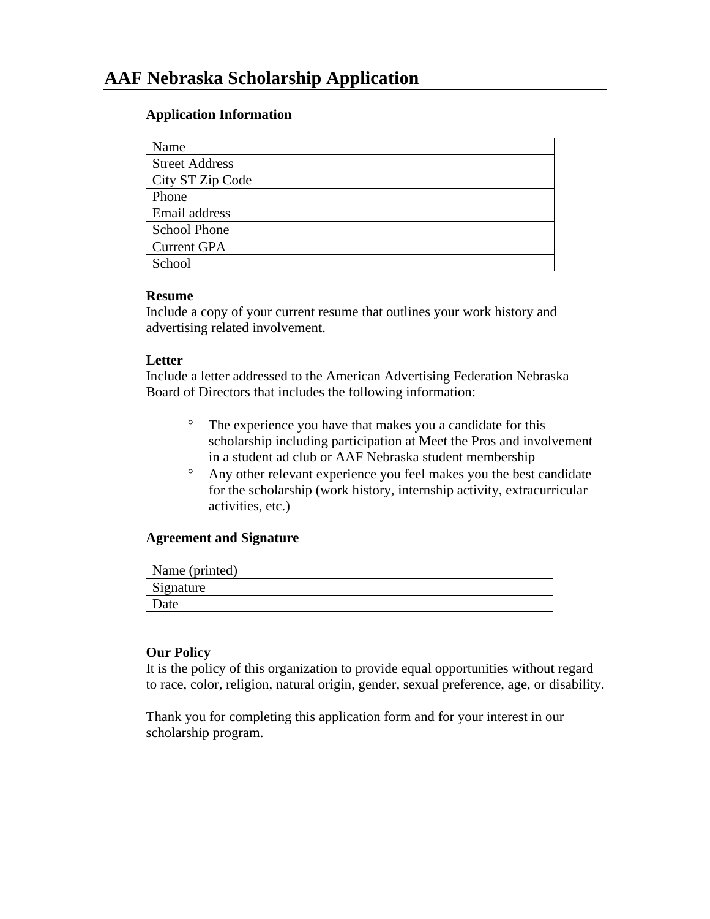# AAF Nebraska Scholarship Application

**Application Information**

| | |
|---|---|
| Name | |
| Street Address | |
| City ST Zip Code | |
| Phone | |
| Email address | |
| School Phone | |
| Current GPA | |
| School | |

**Resume**
Include a copy of your current resume that outlines your work history and advertising related involvement.

**Letter**
Include a letter addressed to the American Advertising Federation Nebraska Board of Directors that includes the following information:

- The experience you have that makes you a candidate for this scholarship including participation at Meet the Pros and involvement in a student ad club or AAF Nebraska student membership
- Any other relevant experience you feel makes you the best candidate for the scholarship (work history, internship activity, extracurricular activities, etc.)

**Agreement and Signature**

| | |
|---|---|
| Name (printed) | |
| Signature | |
| Date | |

**Our Policy**
It is the policy of this organization to provide equal opportunities without regard to race, color, religion, natural origin, gender, sexual preference, age, or disability.

Thank you for completing this application form and for your interest in our scholarship program.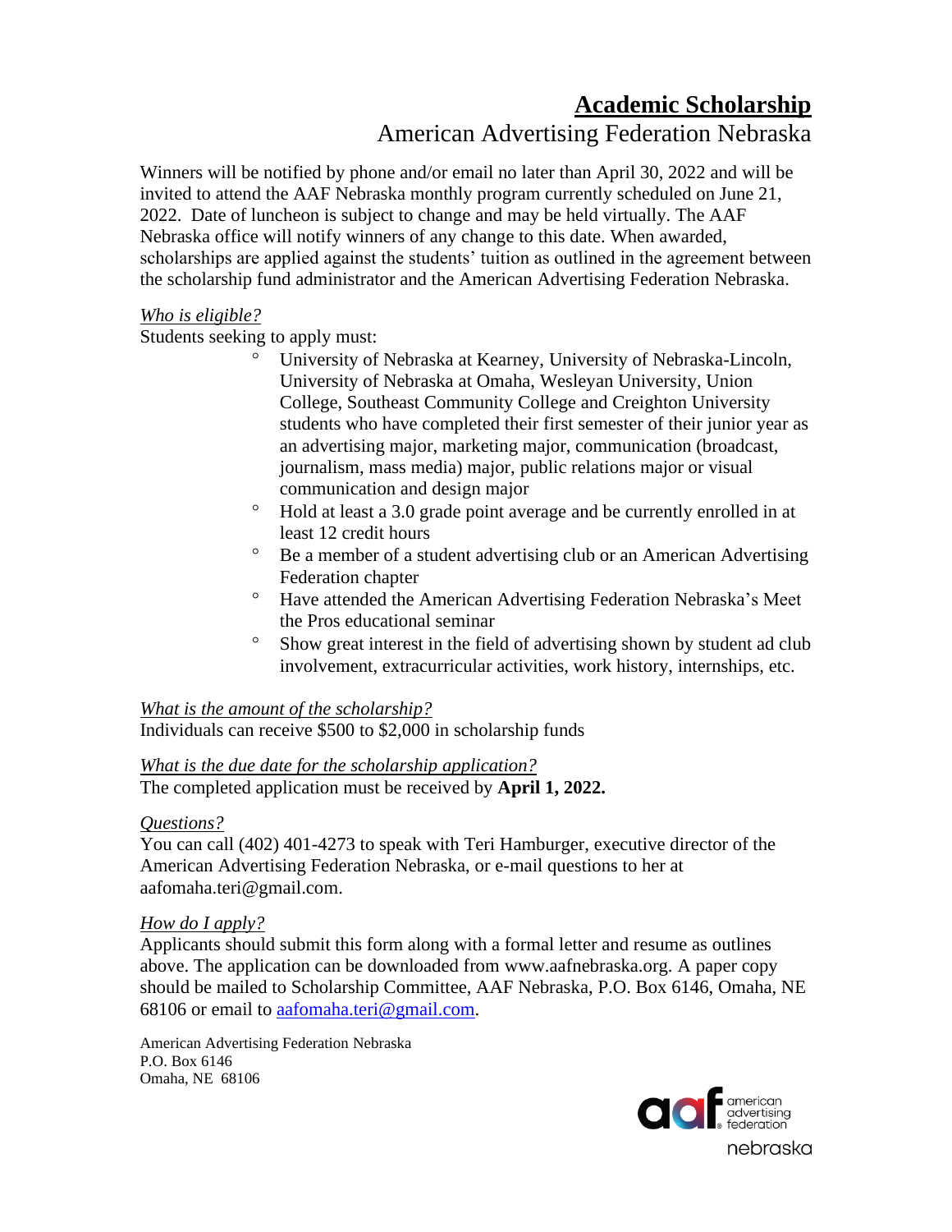# **Academic Scholarship**

## American Advertising Federation Nebraska

Winners will be notified by phone and/or email no later than April 30, 2022 and will be invited to attend the AAF Nebraska monthly program currently scheduled on June 21, 2022. Date of luncheon is subject to change and may be held virtually. The AAF Nebraska office will notify winners of any change to this date. When awarded, scholarships are applied against the students' tuition as outlined in the agreement between the scholarship fund administrator and the American Advertising Federation Nebraska.

*Who is eligible?*

Students seeking to apply must:

- University of Nebraska at Kearney, University of Nebraska-Lincoln, University of Nebraska at Omaha, Wesleyan University, Union College, Southeast Community College and Creighton University students who have completed their first semester of their junior year as an advertising major, marketing major, communication (broadcast, journalism, mass media) major, public relations major or visual communication and design major
- Hold at least a 3.0 grade point average and be currently enrolled in at least 12 credit hours
- Be a member of a student advertising club or an American Advertising Federation chapter
- Have attended the American Advertising Federation Nebraska's Meet the Pros educational seminar
- Show great interest in the field of advertising shown by student ad club involvement, extracurricular activities, work history, internships, etc.

*What is the amount of the scholarship?*

Individuals can receive $500 to $2,000 in scholarship funds

*What is the due date for the scholarship application?*

The completed application must be received by **April 1, 2022.**

*Questions?*

You can call (402) 401-4273 to speak with Teri Hamburger, executive director of the American Advertising Federation Nebraska, or e-mail questions to her at aafomaha.teri@gmail.com.

*How do I apply?*

Applicants should submit this form along with a formal letter and resume as outlines above. The application can be downloaded from www.aafnebraska.org. A paper copy should be mailed to Scholarship Committee, AAF Nebraska, P.O. Box 6146, Omaha, NE 68106 or email to aafomaha.teri@gmail.com.

American Advertising Federation Nebraska
P.O. Box 6146
Omaha, NE 68106

aaf american advertising federation nebraska